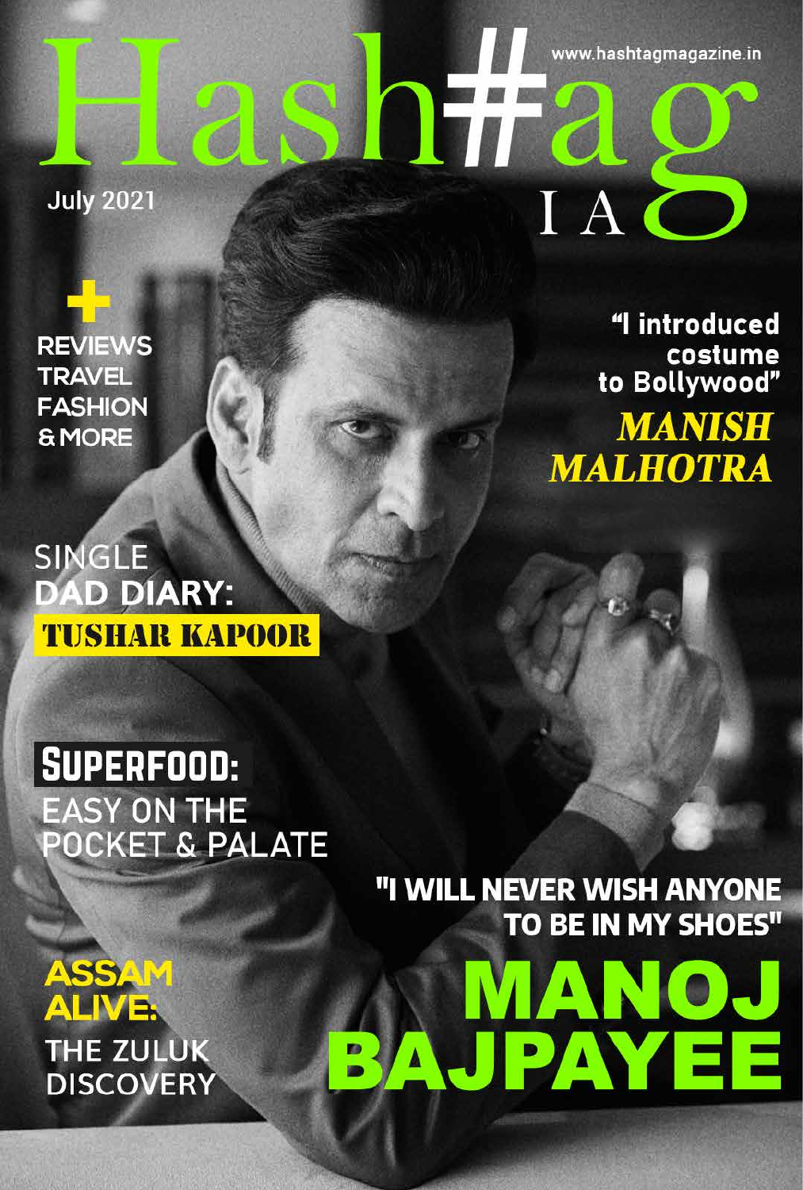# Hash#ag INDIA

www.hashtagmagazine.in

July 2021

\+ REVIEWS TRAVEL FASHION & MORE

"I introduced costume to Bollywood"

***MANISH MALHOTRA***

SINGLE **DAD DIARY:** **TUSHAR KAPOOR**

**SUPERFOOD:** EASY ON THE POCKET & PALATE

**ASSAM ALIVE:** THE ZULUK DISCOVERY

"I WILL NEVER WISH ANYONE TO BE IN MY SHOES"

## MANOJ BAJPAYEE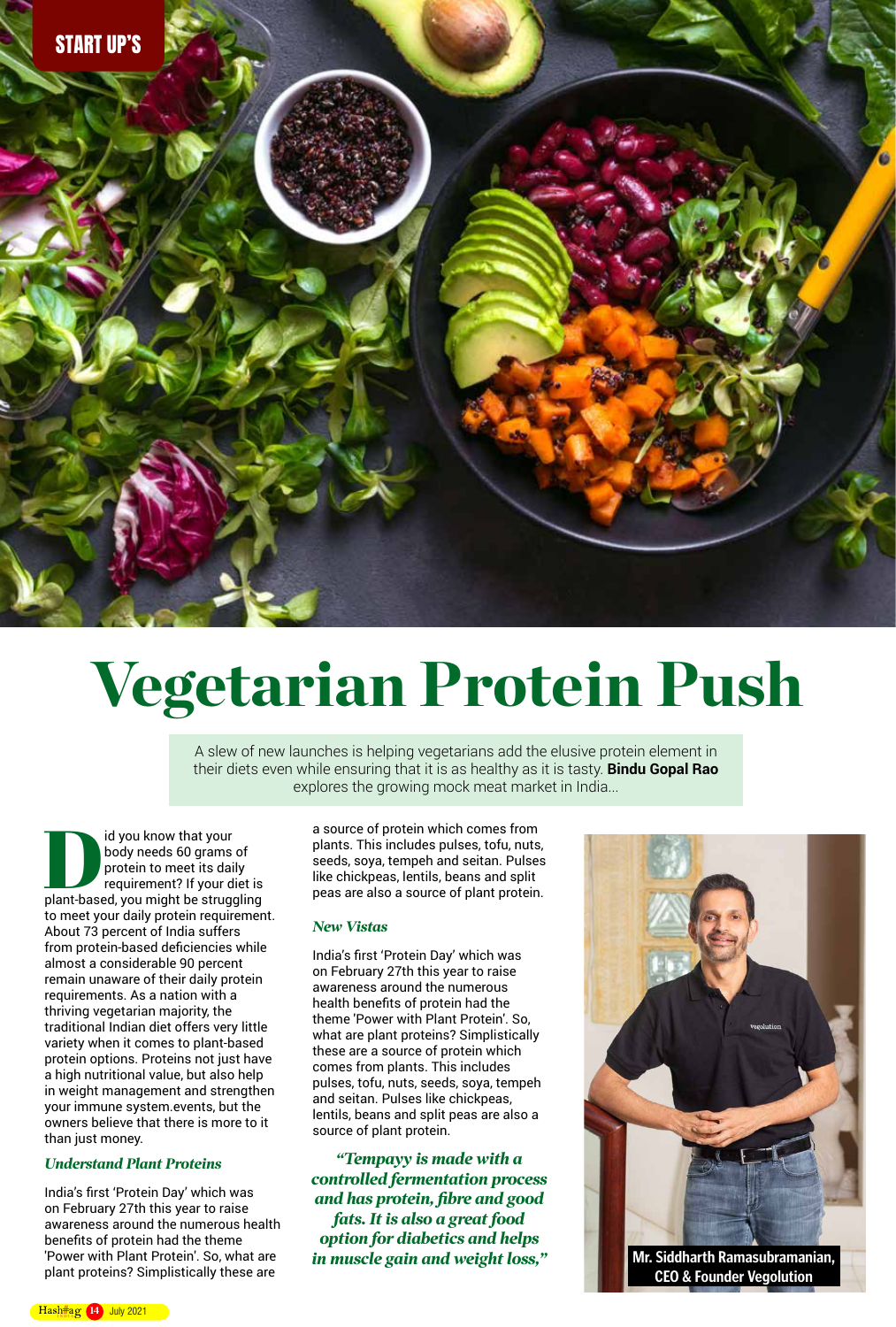START UP'S

# Vegetarian Protein Push

A slew of new launches is helping vegetarians add the elusive protein element in their diets even while ensuring that it is as healthy as it is tasty. **Bindu Gopal Rao** explores the growing mock meat market in India...

Did you know that your body needs 60 grams of protein to meet its daily requirement? If your diet is plant-based, you might be struggling to meet your daily protein requirement. About 73 percent of India suffers from protein-based deficiencies while almost a considerable 90 percent remain unaware of their daily protein requirements. As a nation with a thriving vegetarian majority, the traditional Indian diet offers very little variety when it comes to plant-based protein options. Proteins not just have a high nutritional value, but also help in weight management and strengthen your immune system.events, but the owners believe that there is more to it than just money.

### *Understand Plant Proteins*

India's first 'Protein Day' which was on February 27th this year to raise awareness around the numerous health benefits of protein had the theme 'Power with Plant Protein'. So, what are plant proteins? Simplistically these are a source of protein which comes from plants. This includes pulses, tofu, nuts, seeds, soya, tempeh and seitan. Pulses like chickpeas, lentils, beans and split peas are also a source of plant protein.

### *New Vistas*

India's first 'Protein Day' which was on February 27th this year to raise awareness around the numerous health benefits of protein had the theme 'Power with Plant Protein'. So, what are plant proteins? Simplistically these are a source of protein which comes from plants. This includes pulses, tofu, nuts, seeds, soya, tempeh and seitan. Pulses like chickpeas, lentils, beans and split peas are also a source of plant protein.

> ***"Tempayy is made with a controlled fermentation process and has protein, fibre and good fats. It is also a great food option for diabetics and helps in muscle gain and weight loss,"***

**Mr. Siddharth Ramasubramanian, CEO & Founder Vegolution**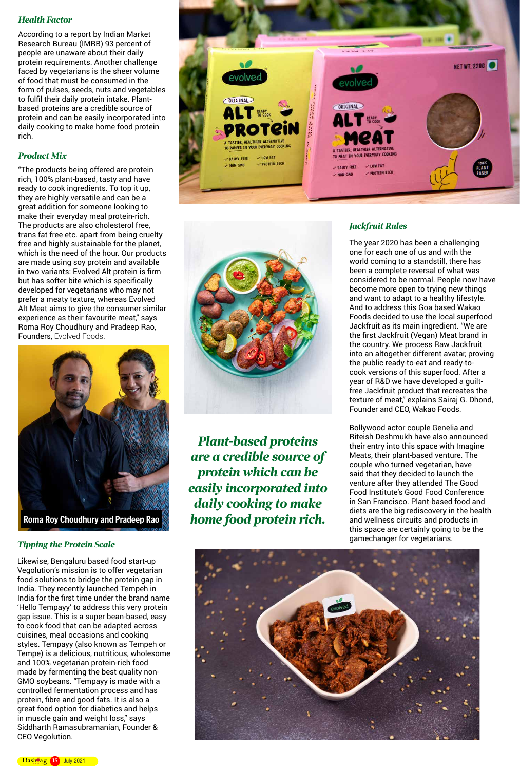### *Health Factor*

According to a report by Indian Market Research Bureau (IMRB) 93 percent of people are unaware about their daily protein requirements. Another challenge faced by vegetarians is the sheer volume of food that must be consumed in the form of pulses, seeds, nuts and vegetables to fulfil their daily protein intake. Plant-based proteins are a credible source of protein and can be easily incorporated into daily cooking to make home food protein rich.

### *Product Mix*

"The products being offered are protein rich, 100% plant-based, tasty and have ready to cook ingredients. To top it up, they are highly versatile and can be a great addition for someone looking to make their everyday meal protein-rich. The products are also cholesterol free, trans fat free etc. apart from being cruelty free and highly sustainable for the planet, which is the need of the hour. Our products are made using soy protein and available in two variants: Evolved Alt protein is firm but has softer bite which is specifically developed for vegetarians who may not prefer a meaty texture, whereas Evolved Alt Meat aims to give the consumer similar experience as their favourite meat," says Roma Roy Choudhury and Pradeep Rao, Founders, Evolved Foods.

Roma Roy Choudhury and Pradeep Rao

### *Tipping the Protein Scale*

Likewise, Bengaluru based food start-up Vegolution's mission is to offer vegetarian food solutions to bridge the protein gap in India. They recently launched Tempeh in India for the first time under the brand name 'Hello Tempayy' to address this very protein gap issue. This is a super bean-based, easy to cook food that can be adapted across cuisines, meal occasions and cooking styles. Tempayy (also known as Tempeh or Tempe) is a delicious, nutritious, wholesome and 100% vegetarian protein-rich food made by fermenting the best quality non-GMO soybeans. "Tempayy is made with a controlled fermentation process and has protein, fibre and good fats. It is also a great food option for diabetics and helps in muscle gain and weight loss," says Siddharth Ramasubramanian, Founder & CEO Vegolution.

***Plant-based proteins are a credible source of protein which can be easily incorporated into daily cooking to make home food protein rich.***

### *Jackfruit Rules*

The year 2020 has been a challenging one for each one of us and with the world coming to a standstill, there has been a complete reversal of what was considered to be normal. People now have become more open to trying new things and want to adapt to a healthy lifestyle. And to address this Goa based Wakao Foods decided to use the local superfood Jackfruit as its main ingredient. "We are the first Jackfruit (Vegan) Meat brand in the country. We process Raw Jackfruit into an altogether different avatar, proving the public ready-to-eat and ready-to-cook versions of this superfood. After a year of R&D we have developed a guilt-free Jackfruit product that recreates the texture of meat," explains Sairaj G. Dhond, Founder and CEO, Wakao Foods.

Bollywood actor couple Genelia and Riteish Deshmukh have also announced their entry into this space with Imagine Meats, their plant-based venture. The couple who turned vegetarian, have said that they decided to launch the venture after they attended The Good Food Institute's Good Food Conference in San Francisco. Plant-based food and diets are the big rediscovery in the health and wellness circuits and products in this space are certainly going to be the gamechanger for vegetarians.